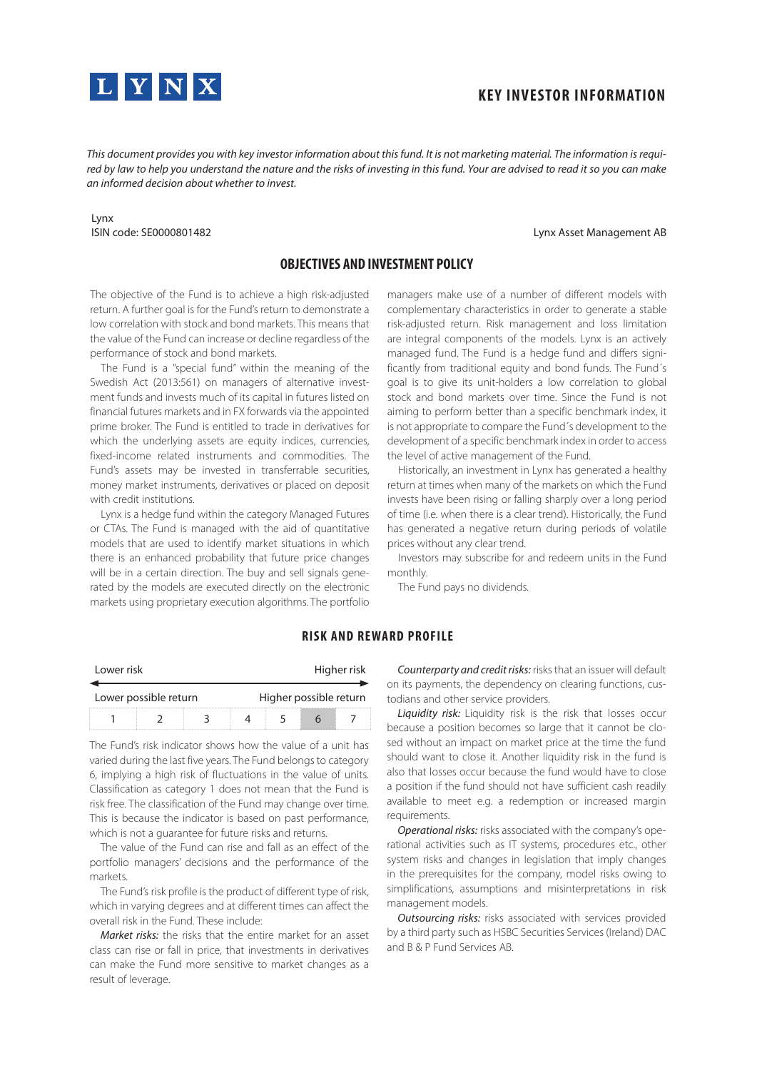L Y N X

# KEY INVESTOR INFORMATION

*This document provides you with key investor information about this fund. It is not marketing material. The information is required by law to help you understand the nature and the risks of investing in this fund. Your are advised to read it so you can make an informed decision about whether to invest.*

Lynx
ISIN code: SE0000801482

Lynx Asset Management AB

## OBJECTIVES AND INVESTMENT POLICY

The objective of the Fund is to achieve a high risk-adjusted return. A further goal is for the Fund's return to demonstrate a low correlation with stock and bond markets. This means that the value of the Fund can increase or decline regardless of the performance of stock and bond markets.

The Fund is a "special fund" within the meaning of the Swedish Act (2013:561) on managers of alternative investment funds and invests much of its capital in futures listed on financial futures markets and in FX forwards via the appointed prime broker. The Fund is entitled to trade in derivatives for which the underlying assets are equity indices, currencies, fixed-income related instruments and commodities. The Fund's assets may be invested in transferrable securities, money market instruments, derivatives or placed on deposit with credit institutions.

Lynx is a hedge fund within the category Managed Futures or CTAs. The Fund is managed with the aid of quantitative models that are used to identify market situations in which there is an enhanced probability that future price changes will be in a certain direction. The buy and sell signals generated by the models are executed directly on the electronic markets using proprietary execution algorithms. The portfolio managers make use of a number of different models with complementary characteristics in order to generate a stable risk-adjusted return. Risk management and loss limitation are integral components of the models. Lynx is an actively managed fund. The Fund is a hedge fund and differs significantly from traditional equity and bond funds. The Fund´s goal is to give its unit-holders a low correlation to global stock and bond markets over time. Since the Fund is not aiming to perform better than a specific benchmark index, it is not appropriate to compare the Fund´s development to the development of a specific benchmark index in order to access the level of active management of the Fund.

Historically, an investment in Lynx has generated a healthy return at times when many of the markets on which the Fund invests have been rising or falling sharply over a long period of time (i.e. when there is a clear trend). Historically, the Fund has generated a negative return during periods of volatile prices without any clear trend.

Investors may subscribe for and redeem units in the Fund monthly.

The Fund pays no dividends.

## RISK AND REWARD PROFILE

| Lower risk | | | | | | Higher risk |
|---|---|---|---|---|---|---|
| Lower possible return | | | | | | Higher possible return |
| 1 | 2 | 3 | 4 | 5 | **6** | 7 |

The Fund's risk indicator shows how the value of a unit has varied during the last five years. The Fund belongs to category 6, implying a high risk of fluctuations in the value of units. Classification as category 1 does not mean that the Fund is risk free. The classification of the Fund may change over time. This is because the indicator is based on past performance, which is not a guarantee for future risks and returns.

The value of the Fund can rise and fall as an effect of the portfolio managers' decisions and the performance of the markets.

The Fund's risk profile is the product of different type of risk, which in varying degrees and at different times can affect the overall risk in the Fund. These include:

*Market risks:* the risks that the entire market for an asset class can rise or fall in price, that investments in derivatives can make the Fund more sensitive to market changes as a result of leverage.

*Counterparty and credit risks:* risks that an issuer will default on its payments, the dependency on clearing functions, custodians and other service providers.

*Liquidity risk:* Liquidity risk is the risk that losses occur because a position becomes so large that it cannot be closed without an impact on market price at the time the fund should want to close it. Another liquidity risk in the fund is also that losses occur because the fund would have to close a position if the fund should not have sufficient cash readily available to meet e.g. a redemption or increased margin requirements.

*Operational risks:* risks associated with the company's operational activities such as IT systems, procedures etc., other system risks and changes in legislation that imply changes in the prerequisites for the company, model risks owing to simplifications, assumptions and misinterpretations in risk management models.

*Outsourcing risks:* risks associated with services provided by a third party such as HSBC Securities Services (Ireland) DAC and B & P Fund Services AB.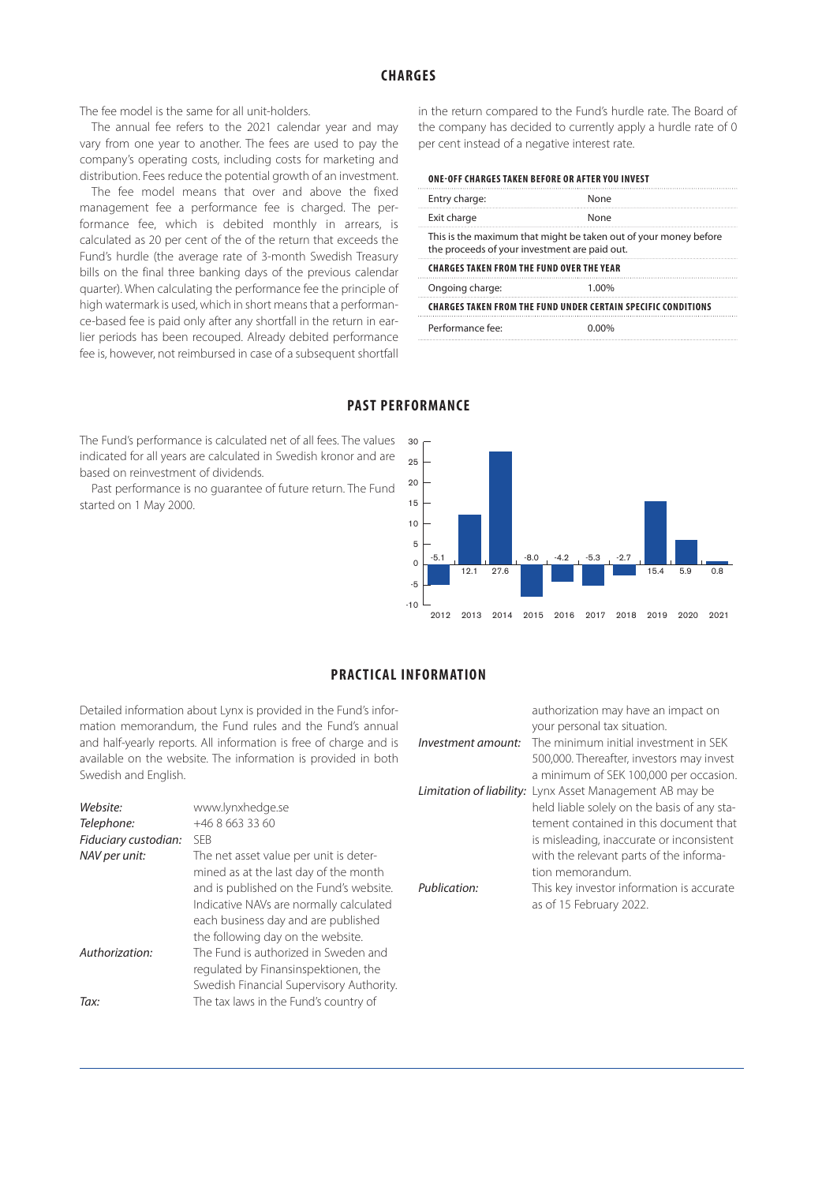## CHARGES

The fee model is the same for all unit-holders.

The annual fee refers to the 2021 calendar year and may vary from one year to another. The fees are used to pay the company's operating costs, including costs for marketing and distribution. Fees reduce the potential growth of an investment.

The fee model means that over and above the fixed management fee a performance fee is charged. The performance fee, which is debited monthly in arrears, is calculated as 20 per cent of the of the return that exceeds the Fund's hurdle (the average rate of 3-month Swedish Treasury bills on the final three banking days of the previous calendar quarter). When calculating the performance fee the principle of high watermark is used, which in short means that a performance-based fee is paid only after any shortfall in the return in earlier periods has been recouped. Already debited performance fee is, however, not reimbursed in case of a subsequent shortfall in the return compared to the Fund's hurdle rate. The Board of the company has decided to currently apply a hurdle rate of 0 per cent instead of a negative interest rate.

| ONE-OFF CHARGES TAKEN BEFORE OR AFTER YOU INVEST | |
|---|---|
| Entry charge: | None |
| Exit charge | None |
| This is the maximum that might be taken out of your money before the proceeds of your investment are paid out. | |
| **CHARGES TAKEN FROM THE FUND OVER THE YEAR** | |
| Ongoing charge: | 1.00% |
| **CHARGES TAKEN FROM THE FUND UNDER CERTAIN SPECIFIC CONDITIONS** | |
| Performance fee: | 0.00% |

## PAST PERFORMANCE

The Fund's performance is calculated net of all fees. The values indicated for all years are calculated in Swedish kronor and are based on reinvestment of dividends.

Past performance is no guarantee of future return. The Fund started on 1 May 2000.

30
25
20
15
10
5
0
-5
-10

-5.1 12.1 27.6 -8.0 -4.2 -5.3 -2.7 15.4 5.9 0.8

2012 2013 2014 2015 2016 2017 2018 2019 2020 2021

## PRACTICAL INFORMATION

Detailed information about Lynx is provided in the Fund's information memorandum, the Fund rules and the Fund's annual and half-yearly reports. All information is free of charge and is available on the website. The information is provided in both Swedish and English.

*Website:* www.lynxhedge.se

*Telephone:* +46 8 663 33 60

*Fiduciary custodian:* SEB

*NAV per unit:* The net asset value per unit is determined as at the last day of the month and is published on the Fund's website. Indicative NAVs are normally calculated each business day and are published the following day on the website.

*Authorization:* The Fund is authorized in Sweden and regulated by Finansinspektionen, the Swedish Financial Supervisory Authority.

*Tax:* The tax laws in the Fund's country of authorization may have an impact on your personal tax situation.

*Investment amount:* The minimum initial investment in SEK 500,000. Thereafter, investors may invest a minimum of SEK 100,000 per occasion.

*Limitation of liability:* Lynx Asset Management AB may be held liable solely on the basis of any statement contained in this document that is misleading, inaccurate or inconsistent with the relevant parts of the information memorandum.

*Publication:* This key investor information is accurate as of 15 February 2022.